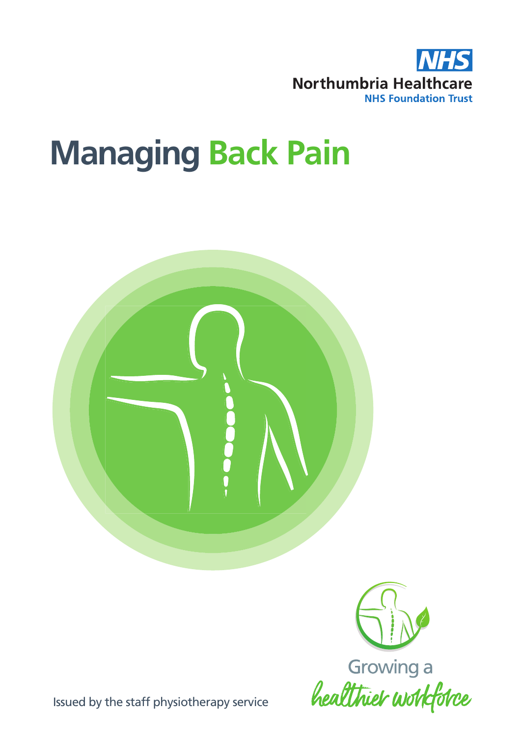NHS

Northumbria Healthcare
NHS Foundation Trust

# Managing Back Pain

Growing a healthier workforce

Issued by the staff physiotherapy service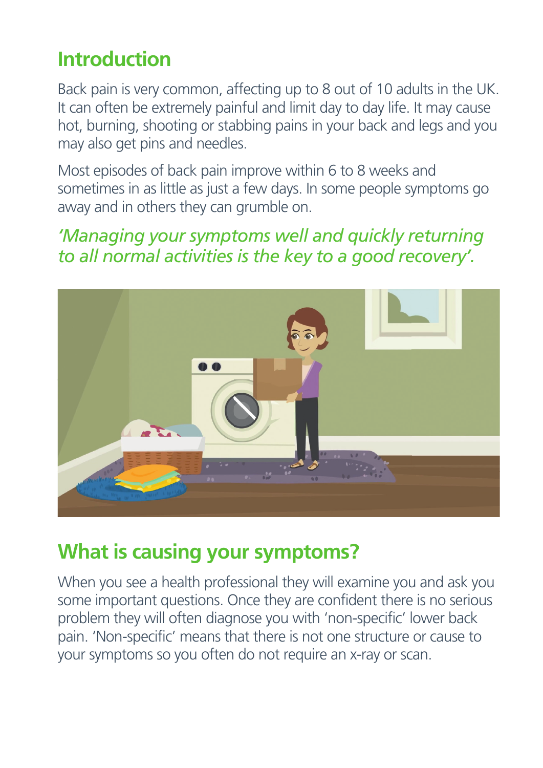## Introduction

Back pain is very common, affecting up to 8 out of 10 adults in the UK. It can often be extremely painful and limit day to day life. It may cause hot, burning, shooting or stabbing pains in your back and legs and you may also get pins and needles.

Most episodes of back pain improve within 6 to 8 weeks and sometimes in as little as just a few days. In some people symptoms go away and in others they can grumble on.

*'Managing your symptoms well and quickly returning to all normal activities is the key to a good recovery'.*

## What is causing your symptoms?

When you see a health professional they will examine you and ask you some important questions. Once they are confident there is no serious problem they will often diagnose you with 'non-specific' lower back pain. 'Non-specific' means that there is not one structure or cause to your symptoms so you often do not require an x-ray or scan.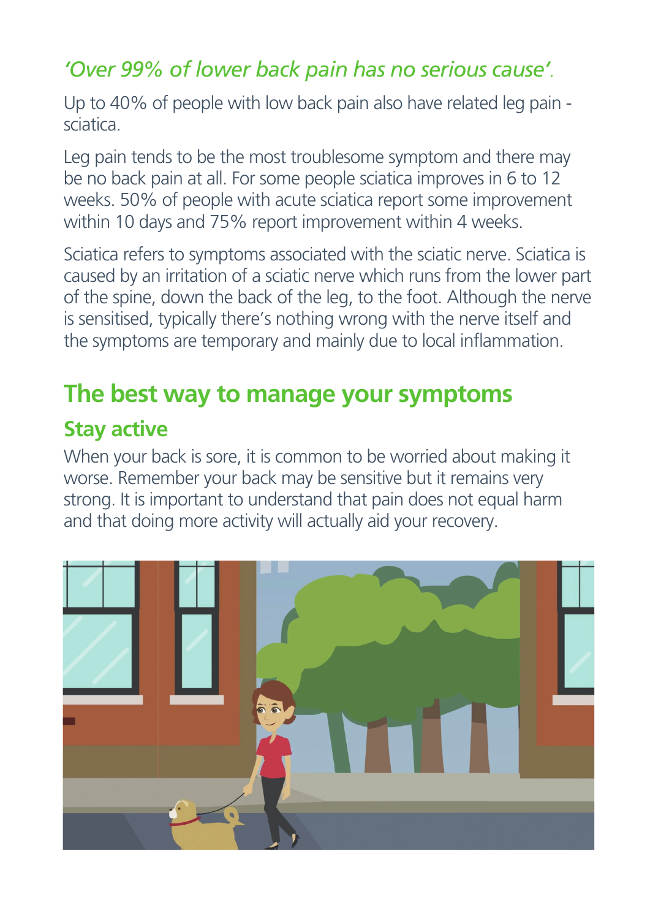*'Over 99% of lower back pain has no serious cause'.*

Up to 40% of people with low back pain also have related leg pain - sciatica.

Leg pain tends to be the most troublesome symptom and there may be no back pain at all. For some people sciatica improves in 6 to 12 weeks. 50% of people with acute sciatica report some improvement within 10 days and 75% report improvement within 4 weeks.

Sciatica refers to symptoms associated with the sciatic nerve. Sciatica is caused by an irritation of a sciatic nerve which runs from the lower part of the spine, down the back of the leg, to the foot. Although the nerve is sensitised, typically there's nothing wrong with the nerve itself and the symptoms are temporary and mainly due to local inflammation.

## The best way to manage your symptoms

### Stay active

When your back is sore, it is common to be worried about making it worse. Remember your back may be sensitive but it remains very strong. It is important to understand that pain does not equal harm and that doing more activity will actually aid your recovery.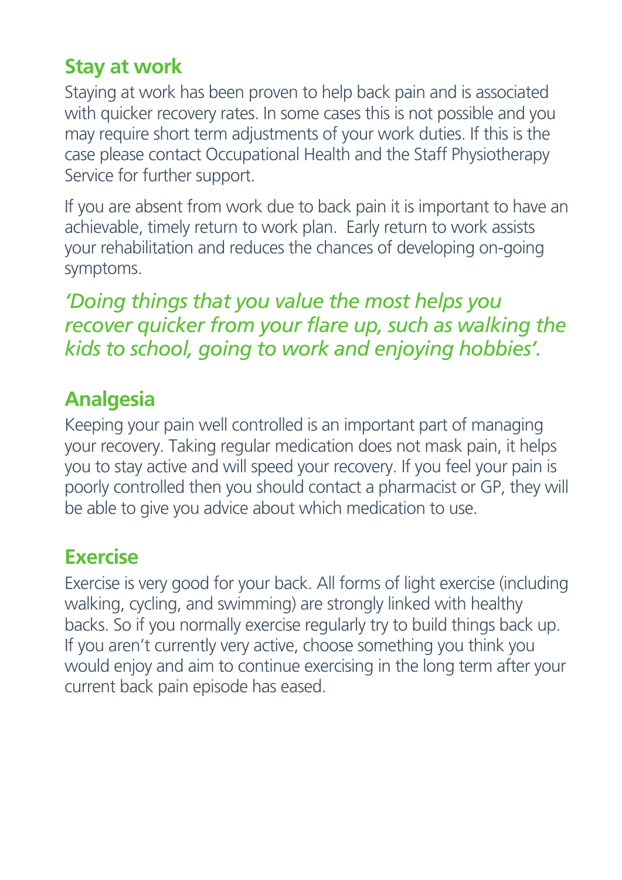## Stay at work

Staying at work has been proven to help back pain and is associated with quicker recovery rates. In some cases this is not possible and you may require short term adjustments of your work duties. If this is the case please contact Occupational Health and the Staff Physiotherapy Service for further support.

If you are absent from work due to back pain it is important to have an achievable, timely return to work plan. Early return to work assists your rehabilitation and reduces the chances of developing on-going symptoms.

*'Doing things that you value the most helps you recover quicker from your flare up, such as walking the kids to school, going to work and enjoying hobbies'.*

## Analgesia

Keeping your pain well controlled is an important part of managing your recovery. Taking regular medication does not mask pain, it helps you to stay active and will speed your recovery. If you feel your pain is poorly controlled then you should contact a pharmacist or GP, they will be able to give you advice about which medication to use.

## Exercise

Exercise is very good for your back. All forms of light exercise (including walking, cycling, and swimming) are strongly linked with healthy backs. So if you normally exercise regularly try to build things back up. If you aren't currently very active, choose something you think you would enjoy and aim to continue exercising in the long term after your current back pain episode has eased.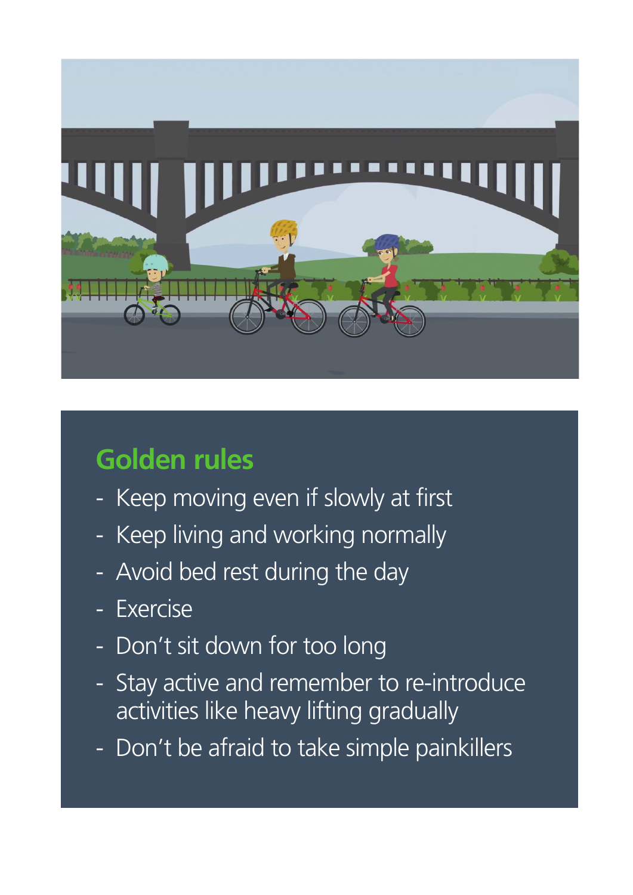## Golden rules

- Keep moving even if slowly at first
- Keep living and working normally
- Avoid bed rest during the day
- Exercise
- Don't sit down for too long
- Stay active and remember to re-introduce activities like heavy lifting gradually
- Don't be afraid to take simple painkillers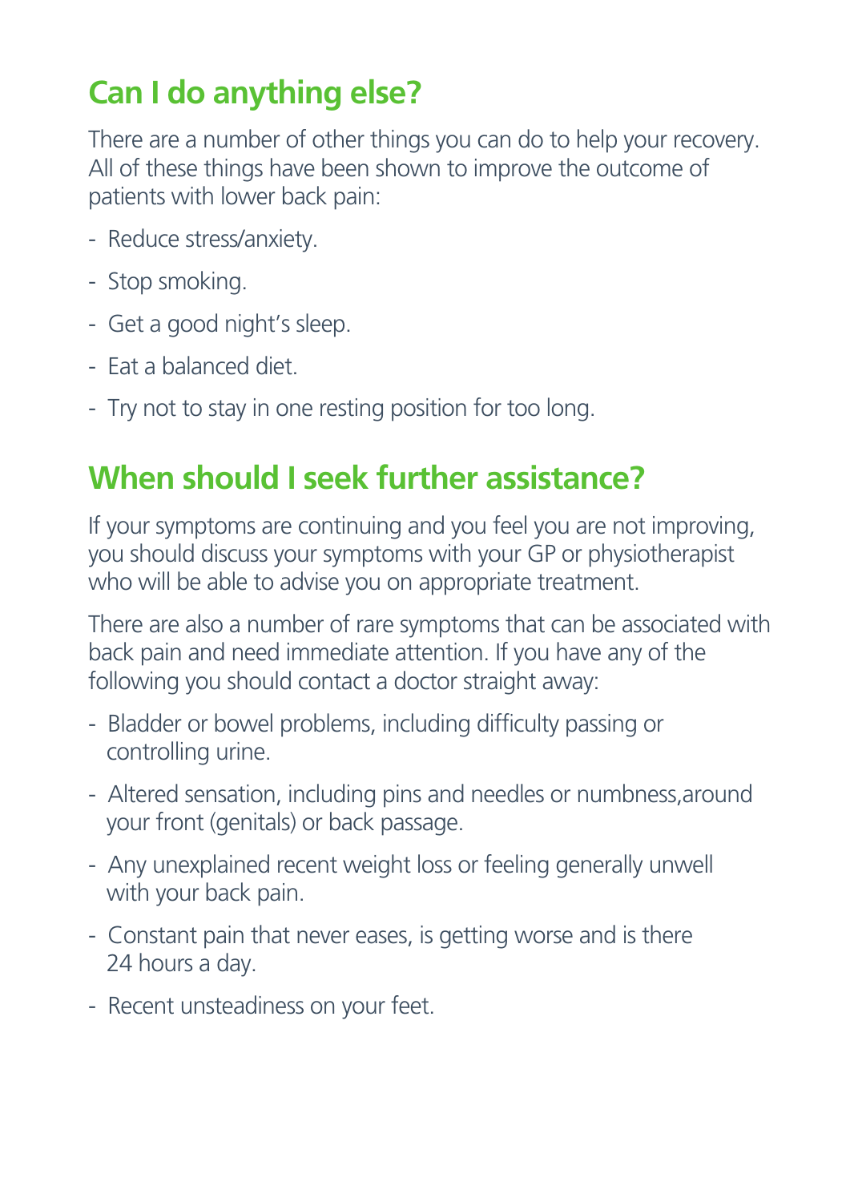## Can I do anything else?

There are a number of other things you can do to help your recovery. All of these things have been shown to improve the outcome of patients with lower back pain:

- Reduce stress/anxiety.
- Stop smoking.
- Get a good night's sleep.
- Eat a balanced diet.
- Try not to stay in one resting position for too long.

## When should I seek further assistance?

If your symptoms are continuing and you feel you are not improving, you should discuss your symptoms with your GP or physiotherapist who will be able to advise you on appropriate treatment.

There are also a number of rare symptoms that can be associated with back pain and need immediate attention. If you have any of the following you should contact a doctor straight away:

- Bladder or bowel problems, including difficulty passing or controlling urine.
- Altered sensation, including pins and needles or numbness,around your front (genitals) or back passage.
- Any unexplained recent weight loss or feeling generally unwell with your back pain.
- Constant pain that never eases, is getting worse and is there 24 hours a day.
- Recent unsteadiness on your feet.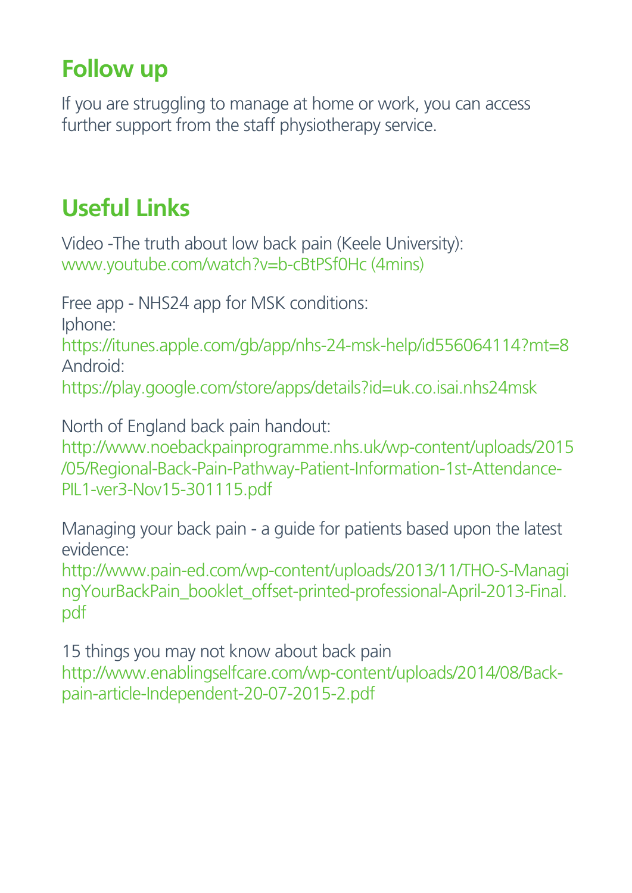## Follow up

If you are struggling to manage at home or work, you can access further support from the staff physiotherapy service.

## Useful Links

Video -The truth about low back pain (Keele University):
www.youtube.com/watch?v=b-cBtPSf0Hc (4mins)

Free app - NHS24 app for MSK conditions:
Iphone:
https://itunes.apple.com/gb/app/nhs-24-msk-help/id556064114?mt=8
Android:
https://play.google.com/store/apps/details?id=uk.co.isai.nhs24msk

North of England back pain handout:
http://www.noebackpainprogramme.nhs.uk/wp-content/uploads/2015/05/Regional-Back-Pain-Pathway-Patient-Information-1st-Attendance-PIL1-ver3-Nov15-301115.pdf

Managing your back pain - a guide for patients based upon the latest evidence:
http://www.pain-ed.com/wp-content/uploads/2013/11/THO-S-ManagingYourBackPain_booklet_offset-printed-professional-April-2013-Final.pdf

15 things you may not know about back pain
http://www.enablingselfcare.com/wp-content/uploads/2014/08/Back-pain-article-Independent-20-07-2015-2.pdf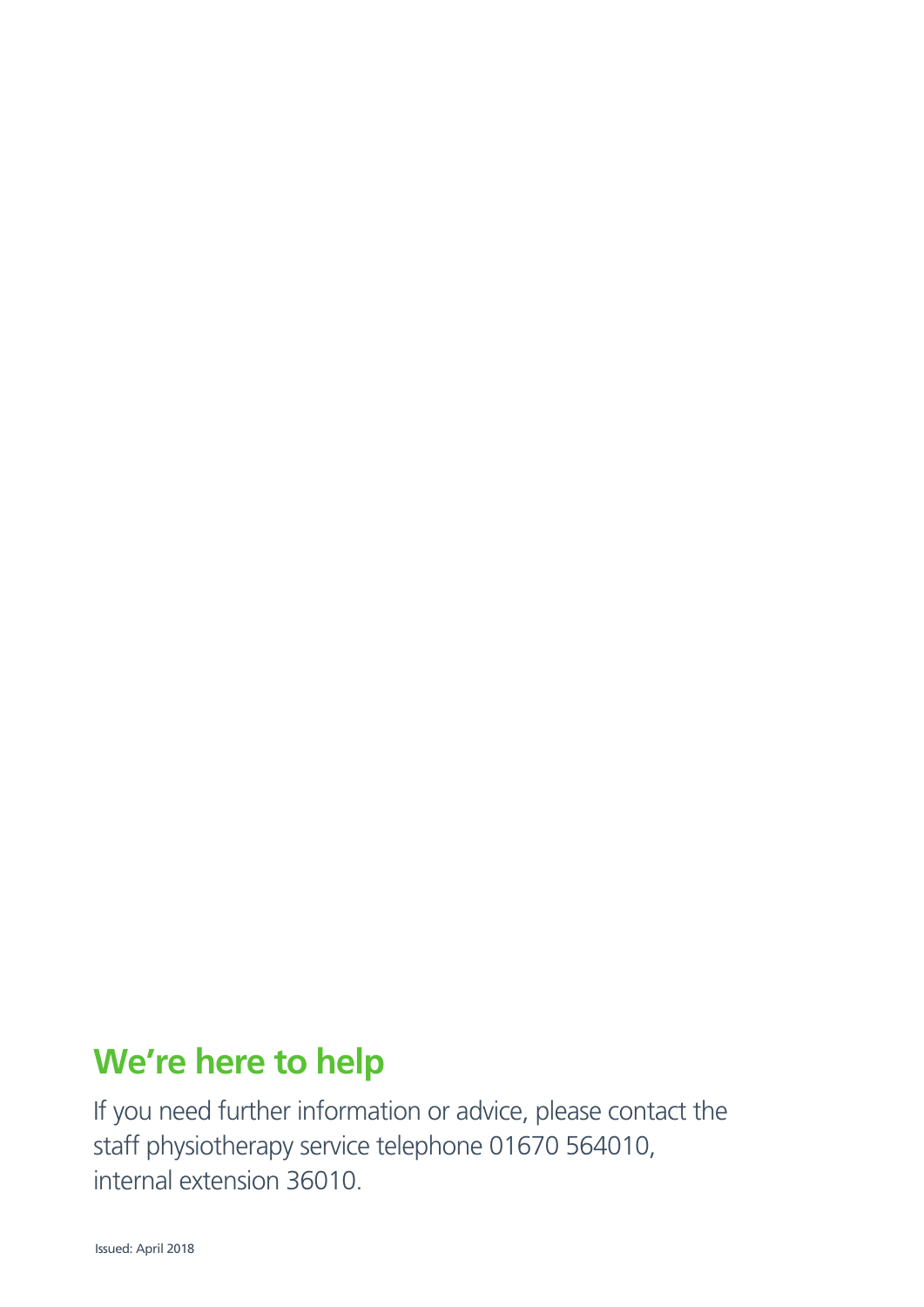## We're here to help

If you need further information or advice, please contact the staff physiotherapy service telephone 01670 564010, internal extension 36010.

Issued: April 2018